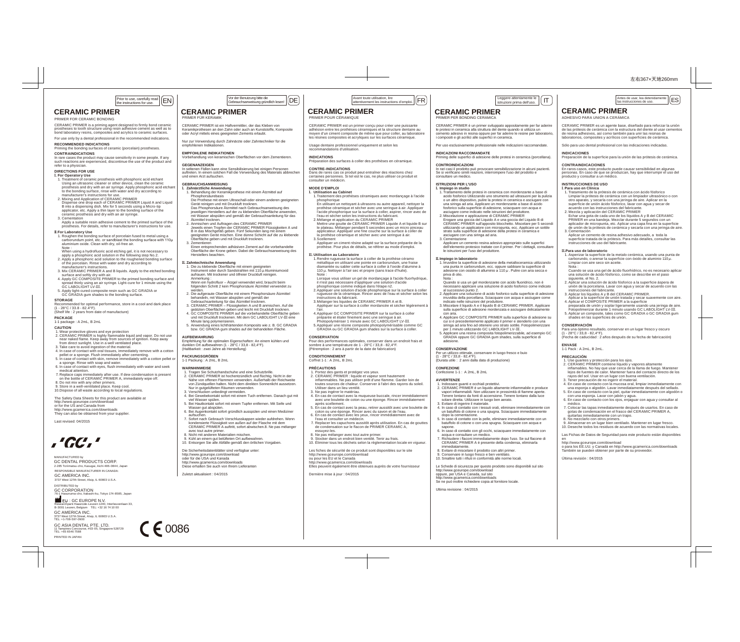左右367×天地260mm

Prior to use, carefully read the instructions for use. EN

# CERAMIC PRIMER

PRIMER FOR CERAMIC BONDING

CERAMIC PRIMER is a priming agent designed to firmly bond ceramic prostheses to tooth structure using resin adhesive cement as well as to bond laboratory resins, composites and acrylics to ceramic surfaces.

For use only by a dental professional in the recommended indications.

**RECOMMENDED INDICATIONS**
Priming the bonding surfaces of ceramic (porcelain) prostheses.

**CONTRAINDICATIONS**
In rare cases the product may cause sensitivity in some people. If any such reactions are experienced, discontinue the use of the product and refer to a physician.

**DIRECTIONS FOR USE**

**I. For Operatory Use**

1. Treatment of ceramic prosthesis with phosphoric acid etchant
   Using an ultrasonic cleaner or other device, clean the ceramic prosthesis and dry with an air syringe. Apply phosphoric acid etchant to the bonding surface, rinse with water and dry according to manufacturer's instructions for use.
2. Mixing and Application of CERAMIC PRIMER
   Dispense one drop each of CERAMIC PRIMER Liquid A and Liquid B into a dispensing dish. Mix for 5 seconds using a Micro-tip applicator, etc. Apply a thin layer to the bonding surface of the ceramic prosthesis and dry with an air syringe.
3. Cementation
   Apply a suitable resin adhesive cement to the primed surface of the prosthesis. For details, refer to manufacturer's instructions for use.

**II. For Laboratory Use**

1. Roughen the bonding surface of porcelain fused to metal using a carborundum point, etc. or sandblast the bonding surface with 110μ aluminium oxide. Clean with dry, oil-free air.
   Note :
   When using a hydrofluoric acid etching gel, it is not necessary to apply a phosphoric acid solution in the following step No.2.
2. Apply a phosphoric acid solution to the roughened bonding surface of the porcelain. Rinse with water and dry according to manufacturer's instructions.
3. Mix CERAMIC PRIMER A and B liquids. Apply to the etched bonding surface and softly dry with air.
4. Apply GC COMPOSITE PRIMER to the primed bonding surface and spread thinly using an air syringe. Light-cure for 1 minute using the GC LABOLIGHT LV-III.
5. Apply light-cured composite resin such as GC GRADIA or GC GRADIA gum shades to the bonding surface.

**STORAGE**
Recommended for optimal performance, store in a cool and dark place (1 - 28°C / 33.8 - 82.4°F).
(Shelf life : 2 years from date of manufacture)

**PACKAGE**
1-1 package : A 2mL, B 2mL

**CAUTION**

1. Wear protective gloves and eye protection
2. CERAMIC PRIMER is highly flammable liquid and vapor. Do not use near naked flame. Keep away from sources of ignition. Keep away from direct sunlight. Use in a well ventilated place.
3. Take care to avoid ingestion of the material.
4. In case of contact with oral tissues, immediately remove with a cotton pellet or a sponge. Flush immediately after cementing.
5. In case of contact with skin, remove immediately with a cotton pellet or a sponge. Rinse with soap and water.
6. In case of contact with eyes, flush immediately with water and seek medical attention.
7. Replace caps immediately after use. If dew condensation is present on the bottle of CERAMIC PRIMER A, immediately wipe off.
8. Do not mix with any other primers.
9. Store in a well-ventilated place. Keep cool.
10. Dispose of all waste according to local regulations.

The Safety Data Sheets for this product are available at
http://www.gceurope.com/download
or for the US and Canada from
http://www.gcamerica.com/downloads
They can also be obtained from your supplier.

Last revised: 04/2015

"GC"

MANUFACTURED by
GC DENTAL PRODUCTS CORP.
2-285 Torimatsu-cho, Kasugai, Aichi 486-0844, Japan

RESPONSIBLE MANUFACTURER IN CANADA:
GC AMERICA INC.
3737 West 127th Street, Alsip, IL 60803 U.S.A.

DISTRIBUTED by
GC CORPORATION
76-1 Hasunuma-cho, Itabashi-ku, Tokyo 174-8585, Japan

EU : GC EUROPE N.V.
Researchpark Haasrode-Leuven 1240, Interleuvenlaan 33, B-3001 Leuven, Belgium TEL: +32 16 74 10 00

GC AMERICA INC.
3737 West 127th Street, Alsip, IL 60803 U.S.A.
TEL: +1-708-597-0900

GC ASIA DENTAL PTE. LTD.
11 Tampines Concourse, #03-05, Singapore 528729
TEL: +65 6546 7588

PRINTED IN JAPAN

CE 0086

---

Vor der Benutzung bitte die Gebrauchsanweisung gründlich lesen! DE

# CERAMIC PRIMER

PRIMER FÜR KERAMIK

CERAMIC PRIMER ist ein Haftvermittler, der das Kleben von Keramikprothesen an den Zahn oder auch an Kunststoffe, Komposite oder Acryl mittels eines geeigneten Zements erlaubt.

Nur zur Verwendung durch Zahnärzte oder Zahntechniker für die empfohlenen Indikationen.

**EMPFOHLENE INDIKATIONEN**
Vorbehandlung von keramischen Oberflächen vor dem Zementieren.

**GEGENANZEIGEN**
In seltenen Fällen kann eine Sensibilisierung bei einigen Personen auftreten. In einem solchen Fall die Verwendung des Materials abbrechen und einen Arzt aufsuchen.

**GEBRAUCHSANWEISUNG**

**I. Zahnärztliche Anwendung**

1. Behandlung der Keramikprothese mit einem Ätzmittel auf Phosphorsäurebasis
   Die Prothese mit einem Ultraschall-oder einem anderen geeigneten Gerät reinigen und mit Druckluft trocknen.
   Das Phosphorsäure Ätzmittel nach Gebrauchsanweisung des jeweiligen Herstellers auf der zu klebenden Oberfläche anwenden, mit Wasser abspülen und gemäß der Gebrauchsanleitung für das Ätzmittel trocknen.
2. Anmischen und Auftragen des CERAMIC PRIMER
   Jeweils einen Tropfen der CERAMIC PRIMER Flüssigkeiten A und B in das Mischgefäß geben. Fünf Sekunden lang mit einem geeigneten Gerät mischen. Eine dünne Schicht auf die zu klebende Oberfläche geben und mit Druckluft trocknen.
3. Zementieren
   Einen entsprechenden adhäsiven Zement auf die vorbehandelte Oberfläche der Krone geben. Dabei die Gebrauchsanweisung des Herstellers beachten.

**II. Zahntechnische Anwendung**

1. Die zu klebende Oberfläche mit einem geeigneten Instrument oder durch Sandstrahlen mit 110 μ Aluminiumoxid aufrauen. Mit trockener und ölfreier Druckluft reinigen.
   Anmerkung :
   Wenn ein hydrofluor – Ätzgel verwendet wird, braucht beim folgenden Schritt 2 kein Phosphorsäure Ätzmittel verwendet zu werden.
2. Die aufgeraute Oberfläche mit einem Phosphorsäure Ätzmittel behandeln, mit Wasser abspülen und gemäß der Gebrauchsanleitung für das Ätzmittel trocknen.
3. CERAMIC PRIMER – Flüssigkeiten A und B anmischen. Auf die geätzten Oberflächen geben und leicht mit Druckluft trocknen.
4. GC COMPOSITE PRIMER auf die vorbehandelte Oberfläche geben und mit Druckluft trocknen. Mit dem GC LABOLIGHT LV-III eine Minute lang polymerisieren.
5. Anwendung eines lichthärtenden Komposits wie z. B. GC GRADIA bzw. GC GRADIA gum shades auf der behandelten Fläche.

**AUFBEWAHRUNG**
Empfehlung für die optimalen Eigenschaften: An einem kühlen und dunklen Ort aufbewahren (1 - 28°C / 33,8 - 82,4°F).
(Haltbarkeit : zwei Jahre ab Herstellung)

**PACKUNGSGRÖßEN**
1-1 Packung : A 2mL, B 2mL

**WARNHINWEISE**

1. Tragen Sie Schutzhandschuhe und eine Schutzbrille.
2. CERAMIC PRIMER ist hochentzündlich und flüchtig. Nicht in der Nähe von offenen Flammen verwenden. Außerhalb der Reichweite von Zündquellen halten. Nicht dem direkten Sonnenlicht aussetzen. Nur in gutgelüfteten Räumen verwenden.
3. Verschlucken unbedingt vermeiden.
4. Bei Gewebekontakt sofort mit einem Tuch entfernen. Danach gut mit viel Wasser spülen.
5. Bei Hautkontakt sofort mit einem Tupfer entfernen. Mit Seife und Wasser gut abspülen.
6. Bei Augenkontakt sofort gründlich ausspülen und einen Mediziner aufsuchen.
7. Sofort nach Gebrauch Verschlussklappen wieder aufdrehen. Wenn kondensierte Flüssigkeit von außen auf der Flasche mit dem CERAMIC PRIMER A auftritt, sofort abwischen.8. Ne pas mélanger avec tout autre primer.
8. Nicht mit anderen Materialien mischen.
9. Kühl an einem gut belüfteten Ort aufbewahren.
10. Entsorgen Sie alle Abfälle gemäß den örtlichen Vorgaben.

Die Sicherheitsdatenblätter sind verfügbar unter:
http://www.gceurope.com/download
oder für die USA und Kanada
http://www.gcamerica.com/downloads
Diese erhalten Sie auch von Ihrem Lieferanten

Zuletzt aktualisiert : 04/2015

---

Avant toute utilisation, lire attentivement les instructions d'emploi. FR

# CERAMIC PRIMER

PRIMER POUR CÉRAMIQUE

CERAMIC PRIMER est un primer conçu pour créer une puissante adhésion entre les prothèses céramiques et la structure dentaire au moyen d'un ciment composite de même que pour coller, au laboratoire les résines composites et acryliques sur les surfaces céramique.

Usage dentaire professionnel uniquement et selon les recommandations d'utilisation.

**INDICATIONS**
Préparation des surfaces à coller des prothèses en céramique.

**CONTRE-INDICATIONS**
Dans de rares cas ce produit peut entraîner des réactions chez certaines personnes. Si tel est le cas, ne plus utiliser ce produit et consulter un médecin.

**MODE D'EMPLOI**

**I. Utilisation au Cabinet**

1. Traitement des prothèses céramiques avec mordançage à l'acide phosphorique
   En utilisant un nettoyant à ultrasons ou autre appareil, nettoyer la prothèse céramique et sécher avec une seringue à air. Appliquer l'acide phosphorique sur la surface à coller, aspirer, rincer avec de l'eau et sécher selon les instructions du fabricant.
2. Mélange et application du CERAMIC PRIMER
   Mettre une goutte de CERAMIC PRIMER Liquide A et liquide B sur le plateau. Mélanger pendant 5 secondes avec un micro pinceau applicateur. Appliquer une fine couche sur la surface à coller de la prothèse céramique et sécher avec une seringue à air.
3. Scellement
   Appliquer un ciment résine adapté sur la surface préparée de la prothèse. Pour plus de détails, se référer au mode d'emploi.

**II. Utilisation au Laboratoire**

1. Rendre rugueuse la surface à coller de la prothèse céramo métallique en utilisant une pointe en carborundum, une fraise diamantée ou sabler cette surface à coller à l'oxide d'alumine à 110 μ. Nettoyer à l'air sec et propre (sans trace d'huile).
   Note :
   Lorsque vous utilisez un gel de mordançage à l'acide fluorhydrique, il n'est pas nécessaire d'appliquer une solution d'acide phosphorique comme indiqué dans l'étape n2.
2. Appliquer une solution d'acide phosphorique sur la surface à coller rugueuse de la céramique. Rincer avec de l'eau et sécher selon les instructions du fabricant.
3. Mélanger les liquides de CERAMIC PRIMER A et B.
   Appliquer sur la surface à coller mordancée et sécher légèrement à l'air.
4. Appliquer GC COMPOSITE PRIMER sur la surface à coller préparée et étaler finement avec une seringue à air.
   Photopolymériser 1 minute avec GC LABOLIGHT LV-III.
5. Appliquer une résine composite photopolymérisable comme GC GRADIA ou GC GRADIA gum shades sur la surface à coller.

**CONSERVATION**
Pour des performances optimales, conserver dans un endroit frais et sombre à une température de 1 - 28°C / 33,8 - 82,4°F).
(Péremption : 2 ans à partir de la date de fabrication)

**CONDITIONNEMENT**
Coffret 1-1 : A 2mL, B 2mL

**PRÉCAUTIONS**

1. Portez des gants et protégez vos yeux.
2. CERAMIC PRIMER : liquide et vapeur sont hautement inflammables. Ne pas utiliser prêt d'une flamme. Garder loin de toutes sources de chaleur. Conserver à l'abri des rayons du soleil. Utiliser dans un lieu ventilé.
3. Ne pas ingérer le matériau.
4. En cas de contact avec la muqueuse buccale, rincer immédiatement avec une boulette de coton ou une éponge. Rincer immédiatement après scellement.
5. En cas de contact avec la peau, retirer aussitôt avec une boulette de coton ou une éponge. Rincer avec du savon et de l'eau.
6. En cas de contact avec les yeux, rincer immédiatement avec de l'eau et consulter un médecin.
7. Replacer les capuchons aussitôt après utilisation. En cas de gouttes de condensation sur le flacon de PRIMER CERAMIC A, essuyez-les.
8. Ne pas mélanger avec tout autre primer.
9. Stocker dans un endroit bien ventilé. Tenir au frais.
10. Éliminer tous les déchets selon la réglementation locale en vigueur.

Les fiches de sécurité de ce produit sont disponibles sur le site
http://www.gceurope.com/download
ou pour les US et le Canada
http://www.gcamerica.com/downloads
Elles peuvent également être obtenues auprès de votre fournisseur

Dernière mise à jour : 04/2015

---

Leggere attentamente le istruzioni prima dell'uso. IT

# CERAMIC PRIMER

PRIMER PER BONDING CERAMICA

CERAMIC PRIMER è un primer sviluppato appositamente per far aderire le protesi in ceramica alla struttura del dente quando si utilizza un cemento adesivo in resina oppure per far aderire le resine per laboratorio, i compositi e gli acrilici alle superfici in ceramica.

Per uso esclusivamente professionale nelle indicazioni raccomandate.

**INDICAZIONI RACCOMANDATE**
Priming delle superfici di adesione delle protesi in ceramica (porcellana).

**CONTROINDICAZIONI**
In rari casi il prodotto può provocare sensibilizzazione in alcuni pazienti. Se si verificano simili reazioni, interrompere l'uso del prodotto e consultare un medico.

**ISTRUZIONI PER L'USO**

**I. Impiego in studio**

1. Trattamento delle protesi in ceramica con mordenzante a base di acido fosforico Utilizzando uno strumento ad ultrasuoni per la pulizia o un altro dispositivo, pulire la protesi in ceramica e asciugare con una siringa ad aria. Applicare un mordenzante a base di acido fosforico sulla superficie di adesione, sciacquare con acqua e asciugare come indicato nelle istruzioni del produttore.
2. Miscelazione e applicazione di CERAMIC PRIMER
   Erogare una goccia del Liquido A e una goccia del Liquido B di CERAMIC PRIMER sull'apposito blocchetto. Miscelare per 5 secondi utilizzando un applicatore con micropunta, ecc. Applicare un sottile strato sulla superficie di adesione della protesi in ceramica e asciugare con una siringa ad aria.
3. Cementazione
   Applicare un cemento resina adesivo appropriato sulle superfici dell'elemento protesico trattate con il primer. Per i dettagli, consultare le istruzioni per l'uso del produttore.

**II. Impiego in laboratorio**

1. Irruvidire la superficie di adesione della metalloceramica utilizzando una punta in carborundum, ecc. oppure sabbiare la superficie di adesione con ossido di alluminio a 110 μ . Pulire con aria secca e priva di olio.
   Nota :
   Quando si usa un gel mordenzante con acido fluoridrico, non è necessario applicare una soluzione di acido fosforico come indicato al successivo punto 2.
2. Applicare una soluzione di acido fosforico sulla superficie di adesione irruvidita della porcellana. Sciacquare con acqua e asciugare come indicato nelle istruzioni del produttore.
3. Miscelare il liquido A e il liquido B di CERAMIC PRIMER. Applicare sulla superficie di adesione mordenzata e asciugare delicatamente con aria.
4. Applicare GC COMPOSITE PRIMER sulla superficie di adesione su cui si è precedentemente applicato il primer e stenderlo con una siringa ad aria fino ad ottenere uno strato sottile. Fotopolimerizzare per 1 minuto utilizzando GC LABOLIGHT LV-III.
5. Applicare una resina composita fotopolimerizzabile, ad esempio GC GRADIA oppure GC GRADIA gum shades, sulla superficie di adesione.

**CONSERVAZIONE**
Per un utilizzo ottimale, conservare in luogo fresco e buio (1 - 28°C / 33,8 - 82,4°F).
(Durata utile : 2 anni dalla data di produzione)

**CONFEZIONE**
Confezione 1-1 : A 2mL, B 2mL

**AVVERTENZE**

1. Indossare guanti e occhiali protettivi.
2. CERAMIC PRIMER è un liquido altamente infiammabile e produce vapori infiammabili. Non utilizzare in prossimità di fiamme aperte. Tenere lontano da fonti di accensione. Tenere lontano dalla luce solare diretta. Utilizzare in luogo ben aerato.
3. Evitare di ingerire il materiale.
4. In caso di contatto con i tessuti orali, eliminare immediatamente con un batuffolo di cotone o una spugna. Sciacquare immediatamente dopo la cementazione.
5. In caso di contatto con la pelle, eliminare immediatamente con un batuffolo di cotone o con una spugna. Sciacquare con acqua e sapone.
6. In caso di contatto con gli occhi, sciacquare immediatamente con acqua e consultare un medico.
7. Richiudere i flaconi immediatamente dopo l'uso. Se sul flacone di CERAMIC PRIMER A è presente della condensa, eliminarla immediatamente.
8. Evitare di miscelare il prodotto con altri primer.
9. Conservare in luogo fresco e ben ventilato.
10. Smaltire tutti i rifiuti in conformità alle norme locali.

Le Schede di sicurezza per questo prodotto sono disponibili sul sito
http://www.gceurope.com/download
oppure, per USA e Canada, sul sito
http://www.gcamerica.com/downloads
Se ne può inoltre richiedere copia al fornitore locale.

Ultima revisione : 04/2015

---

Antes de usar, lea detenidamente las instrucciones de uso. ES

# CERAMIC PRIMER

ADHESIVO PARA UNION A CERÁMICA

CERAMIC PRIMER es un agente base, diseñado para reforzar la unión de las prótesis de cerámica con la estructura del diente al usar cementos de resina adhesivos, así como también para unir las resinas de laboratorios, composites y acrílicos con superficies de cerámica.

Sólo para uso dental profesional con las indicaciones indicadas.

**INDICACIONES**
Preparación de la superficie para la unión de las prótesis de cerámica.

**CONTRAINDICACIONES**
En raros casos, este producto puede causar sensibilidad en algunas personas. En caso de que se produzcan, hay que interrumpir el uso del producto y consultar a un médico.

**INSTRUCCIONES DE USO**

**I. Para uso en Clínica**

1. Tratamiento de la prótesis de cerámica con ácido fosfórico
   Limpiar la prótesis de cerámica con un limpiador ultrasónico o con otro aparato, y secarla con una jeringa de aire. Aplicar en la superficie de unión ácido fosfórico, lavar con agua y secar de acuerdo con las instrucciones del fabricante.
2. Mezcla y aplicación del CERAMIC PRIMER
   Echar una gota de cada uno de los líquidos A y B del CERAMIC PRIMER en una bandeja. Mezclar durante 5 segundos con un aplicador de micropunta, etc. Aplicar una capa fina en la superficie de unión de la prótesis de cerámica y secarla con una jeringa de aire.
3. Cementación
   Aplicar un cemento de resina adhesivo adecuado, a toda la superficie tratada de la prótesis. Para más detalles, consultar las instrucciones de uso del fabricante.

**II. Para uso de laboratorio**

1. Asperizar la superficie de la metalo cerámica, usando una punta de carborundo, o arenar la superficie con óxido de aluminio 110 μ. Limpiar con aire seco sin aceite.
   Nota :
   Cuando se usa una gel de ácido fluorhídrico, no es necesario aplicar una solución de ácido fosfórico, como se describe en el paso siguiente, el No. 2.
2. Aplicar una solución de ácido fosfórico a la superficie áspera de unión de la porcelana. Lavar con agua y secar de acuerdo con las instrucciones del fabricante.
3. Aplicar los líquidos A y B del CERAMIC PRIMER.
   Aplicar a la superficie de unión tratada y secar suavemente con aire.
4. Aplicar el COMPOSITE PRIMER a la superficie preparada de unión y soplar ligeramente usando una jeringa de aire. Fotopolimerizar durante 1 minuto usando GC LABOLIGHT LV-III.
5. Aplicar un composite, tales como GC GRADIA o GC GRADIA gum shades en las superficies de unión.

**CONSERVACIÓN**
Para una óptimo resultado, conservar en un lugar fresco y oscuro (1 - 28°C / 33,8 - 82,4°F).
(Fecha de caducidad : 2 años después de su fecha de fabricación)

**ENVASE**
1-1 Pack : A 2mL, B 2mL.

**PRECAUCIÓN**

1. Use guantes y protección para los ojos.
2. CERAMIC PRIMER contiene líquido y vapores altamente inflamables. No hay que usar cerca de la llama de fuego. Mantener lejos de fuentes de calor. Mantener fuera del contacto directo de los rayos del sol. Usar en un lugar con buena ventilación.
3. Tener precaución de no ingerir el material.
4. En caso de contacto con la mucosa oral, limpiar inmediatamente con una esponja o algodón. Lavar inmediatamente después del sellado.
5. En caso de contacto con la piel, quitar inmediatamente con algodón o con una esponja. Lavar con jabón y agua.
6. En caso de contacto con los ojos, enjuagar con agua y consultar al médico.
7. Colocar las tapas inmediatamente después de usarlos. En caso de gotas de condensación en el frasco del CERAMIC PRIMER A, quitarlas inmediatamente con un trapo.
8. No mezclarlo con otros primers.
9. Almacenar en un lugar bien ventilado. Mantener en lugar fresco.
10. Deseche todos los residuos de acuerdo con las normativas locales.

Las Fichas de Datos de Seguridad para este producto están disponibles en
http://www.gceurope.com/download
o para los EE.UU. y Canadá en http://www.gcamerica.com/downloads
También se pueden obtener por parte de su proveedor.

Última revisión : 04/2015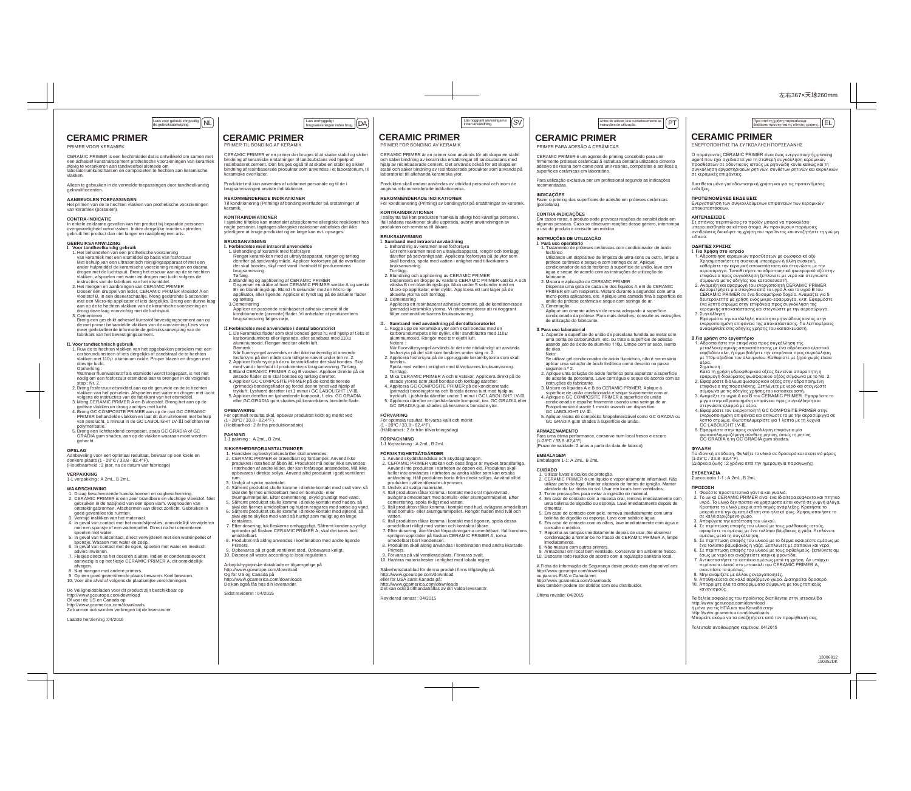左右367×天地260mm

Lees voor gebruik zorgvuldig de gebruiksaanwijzing. NL

# CERAMIC PRIMER

PRIMER VOOR KERAMIEK

CERAMIC PRIMER is een hechtmiddel dat is ontwikkeld om samen met een adhesief kunstharscement prothetische voorzieningen van keramiek stevig te verankeren aan tandweefsel alsmede om laboratoriumkunstharsen en composieten te hechten aan keramische vlakken.

Alleen te gebruiken in de vermelde toepassingen door tandheelkundig gekwalificeerden.

**AANBEVOLEN TOEPASSINGEN**
Het primen van de te hechten vlakken van prothetische voorzieningen van keramiek (porselein).

**CONTRA-INDICATIE**
In enkele zeldzame gevallen kan het product bij bepaalde personen overgevoeligheid veroorzaken. Indien dergelijke reacties optreden, gebruik het product dan niet langer en raadpleeg een arts.

**GEBRUIKSAANWIJZING**
**I. Voor tandheelkundig gebruik**

1. Het behandelen van een prothetische voorziening van keramiek met een etsmiddel op basis van fosforzuur Met behulp van een ultrasonisch reinigingsapparaat of met een ander hulpmiddel de keramische voorziening reinigen en daarna drogen met de luchtspuit. Breng het etszuur aan op de te hechten vlakken, afspoelen met water en drogen met lucht volgens de instructies van de fabrikant van het etsmiddel.
2. Het mengen en aanbrengen van CERAMIC PRIMER Doseer een druppel van ieder, CERAMIC PRIMER vloeistof A en vloeistof B, in een doseerschaaltje. Meng gedurende 5 seconden met een Micro-tip applicator of iets dergelijks. Breng een dunne laag aan op de te hechten vlakken van de keramische voorziening en droog deze laag voorzichtig met de luchtspuit.
3. Cementeren Breng een geschikt adhesief kunststof bevestigingscement aan op de met primer behandelde vlakken van de voorziening.Lees voor meer gedetailleerde informatie de gebruiksaanwijzing van de fabrikant van het bevestigingscement.

**II. Voor tandtechnisch gebruik**

1. Ruw de te hechten vlakken van het opgebakken porselein met een carborundumsteen of iets dergelijks of zandstraal de te hechten vlakken met 110$\mu$ aluminium oxide. Proper blazen en drogen met olievrije lucht.
   Opmerking :
   Wanneer fluorwaterstof als etsmiddel wordt toegepast, is het niet nodig om een fosforzuur etsmiddel aan te brengen in de volgende stap ; Nr. 2.
2. Breng fosforzuur etsmiddel aan op de geruwde en de te hechten vlakken van het porselein. Afspoelen met water en drogen met lucht volgens de instructies van de fabrikant van het etsmiddel.
3. Meng CERAMIC PRIMER A en B vloeistof. Breng het aan op de geëtste vlakken en droog zachtjes met lucht.
4. Breng GC COMPOSITE PRIMER aan op de met GC CERAMIC PRIMER behandelde vlakken en laat dit dun uitvloeien met behulp van perslucht. 1 minuut in de GC LABOLIGHT LV-III belichten ter polymerisatie.
5. Breng een lichtharden composiet, zoals GC GRADIA of GC GRADIA gum shades, aan op de vlakken waaraan moet worden gehecht.

**OPSLAG**
Aanbeveling voor een optimaal resultaat, bewaar op een koele en donkere plaats (1 - 28°C / 33,8 - 82,4°F).
(Houdbaarheid : 2 jaar, na de datum van fabricage)

**VERPAKKING**
1-1 verpakking : A 2mL, B 2mL.

**WAARSCHUWING**

1. Draag beschermende handschoenen en oogbescherming.
2. CERAMIC PRIMER is een zeer brandbare en vluchtige vloeistof. Niet gebruiken in de nabijheid van een open vlam. Weghouden van ontstekingsbronnen. Afschermen van direct zonlicht. Gebruiken in goed geventileerde ruimten.
3. Vermijd inslikken van het materiaal.
4. In geval van contact met het mondslijmvlies, onmiddellijk verwijderen met een sponsje of een wattenpellet. Direct na het cementeren spoelen met water.
5. In geval van huidcontact, direct verwijderen met een wattenpellet of sponsje. Wassen met water en zeep.
6. In geval van contact met de ogen, spoelen met water en medisch advies inwinnen.
7. Flesjes direct na het doseren sluiten. Indien er condensatievocht aanwezig is op het flesje CERAMIC PRIMER A, dit onmiddellijk afvegen.
8. Niet mengen met andere primers.
9. Op een goed geventileerde plaats bewaren. Koel bewaren.
10. Voer alle afval af volgens de plaatselijke verordeningen.

De Veiligheidsbladen voor dit product zijn beschikbaar op
http://www.gceurope.com/download
Of voor de US en Canada op
http://www.gcamerica.com/downloads
Ze kunnen ook worden verkregen bij de leverancier.

Laatste herziening :04/2015

Læs omhyggeligt brugsanvisningen inden brug. DA

# CERAMIC PRIMER

PRIMER TIL BONDING AF KERAMIK

CERAMIC PRIMER er en primer der bruges til at skabe stabil og sikker binding af keramiske erstatninger til tandsubstans ved hjælp af resinbaseret cement. Den bruges også til at skabe en stabil og sikker binding af resinbaserede produkter som anvendes i et laboratorium, til keramiske overflader.

Produktet må kun anvendes af uddannet personale og til de i brugsanvisningen anviste indikationer.

**REKOMMENDEREDE INDIKATIONER**
Til konditionering (Priming) af bondingoverflader på erstatninger af keramik.

**KONTRAINDIKATIONER**
I sjældne tilfælde kan materialet afstedkomme allergiske reaktioner hos nogle personer. Iagttages allergiske reaktioner anbefales det ikke yderligere at bruge produktet og en læge kan evt. opsøges.

**BRUGSANVISNING**
**I. Forbindelse med intraoral anvendelse**

1. Behandling af keramik med fosforsyre
   Rengør keramikken med et ultralydsapparat, rengør og tørlæg derefter på sædvanlig måde. Applicer fosforsyre på de overflader der skal bondes, skyl med vand i henhold til producentens brugsanvisning.
   Tørlæg.
2. Blandning og applicering af CERAMIC PRIMER
   Dispenser en dråbe af hver CERAMIC PRIMER væske A og væske B i en blandningsskop. Bland i 5 sekunder med en Micro-tip applikator, eller lignende. Applicer et tyndt lag på de aktuelle flader og tørlæg.
3. Cementering
   Applicer en passende resinbaseret adhesiv cement til de konditionerede (primede) flader. Vi anbefaler at producentens brugsanvisning følges nøje.

**II.Forbindelse med anvendelse i dentallaboratoriet**

1. De keramiske flader som skal bondes gøres ru ved hjælp af f.eks et karborundumsten eller lignende, eller sandblæs med 110$\mu$ aluminiumoxid. Rengør med tør oliefri luft.
   Bemærk :
   Når fluorsyregel anvendes er det ikke nødvendig at anvende fosforsyre på den måde som tidligere nævnt under trin nr. 2.
2. Applicer fosforsyre på de ru keramikflader der skal bondes. Skyl med vand i henhold til producentens brugsanvisning. Tørlæg.
3. Bland CERAMIC PRIMER A og B væsker. Applicer direkte på de ætsede flader som skal bondes og tørlæg derefter.
4. Applicer GC COMPOSITE PRIMER på de konditionerede (primede) bondingsflader og fordel denne tyndt ved hjælp af trykluft. Lyshærd derefter i et 1 minut i GC LABOLIGHT LV-III.
5. Applicer derefter en lyshærdende komposit, f. eks. GC GRADIA eller GC GRADIA gum shades på keramikkens bondede flade.

**OPBEVARING**
For optimalt resultat skal, opbevar produktet koldt og mørkt ved (1 - 28°C / 33,8 - 82,4°F).
(Holdbarhed : 2 år fra produktionsdato)

**PAKNING**
1-1 pakning : A 2mL, B 2mL

**SIKKERHEDSFORANSTALTNINGER**

1. Handsker og beskyttelsesbriller skal anvendes.
2. CERAMIC PRIMER er brændbart og fordamper. Anvend ikke produktet i nærhed af åben ild. Produktet må heller ikke anvendes i nærheden af andre kilder, der kan forårsage antændelse. Må ikke opbevares i direkte sollys. Anvend altid produktet i godt ventileret rum.
3. Undgå at synke materialet.
4. Såfremt produktet skulle komme i direkte kontakt med oralt væv, så skal det fjernes umiddelbart med en bomulds- eller skumgummipellet. Efter cementering, skyld grundigt med vand.
5. Såfremt produktet skulle komme i direkte kontakt med huden, så skal det fjernes umiddelbart og huden rengøres med sæbe og vand.
6. Såfremt produktet skulle komme i direkte kontakt med øjnene, så skal øjne skylles med vand så hurtigt som muligt og en læge kontaktes.
7. Efter dosering, luk flaskerne omhyggeligt. Såfremt kondens synligt optræder på flasken CERAMIC PRIMER A, skal det tøres bort umiddelbart.
8. Produktet må aldrig anvendes i kombination med andre lignende Primers.
9. Opbevares på et godt ventileret sted. Opbevares køligt.
10. Dispose all waste according to local regulation.

Arbejdshygiejniske datablade er tilgængelige på
http://www.gceurope.com/download
Og for US og Canada på
http://www.gcamerica.com/downloads
De kan også fås hos din leverandør.

Sidst revideret : 04/2015

Läs noggrant anvisningarna innan användning. SV

# CERAMIC PRIMER

PRIMER FÖR BONDING AV KERAMIK

CERAMIC PRIMER är en primer som används för att skapa en stabil och säker bindning av keramiska ersättningar till tandsubstans med hjälp av resinbaserade cement. Det används också för att skapa en stabil och säker bindning av resinbaserade produkter som används på laboratoriet till alllehanda keramiska ytor.

Produkten skall endast användas av utbildad personal och inom de angivna rekommenderade indikationerna.

**REKOMMENDERADE INDIKATIONER**
För konditionering (Priming) av bondingytor på ersättningar av keramik.

**KONTRAINDIKATIONER**
I sällsynta fall kan produkten framkalla allergi hos känsliga personer. Ifall sådana reaktioner skulle uppträda, avbryt användningen av produkten och remitera till läkare.

**BRUKSANVISNING**
**I. Samband med intraoral användning**

1. Behandling av keramen med fosforsyra
   Gör rent keramen med en ultraljudsapparat, rengör och torrlägg därefter på sedvanligt sätt. Applicera fosforsyra på de ytor som skall bondas, spola med vatten i enlighet med tillverkarens bruksanvisning.
   Torrlägg.
2. Blandning och applicering av CERAMIC PRIMER
   Dispensera en droppe av vardera CERAMIC PRIMER vätska A och vätska B i en blandningsskopp. Mixa under 5 sekunder med en Micro-tip applikator, eller dylikt. Applicera ett tunt lager på de aktuella ytorna och torrlägg.
3. Cementering
   Applicera ett resinbaserat adhesivt cement, på de konditionerade (primade) keramiska ytorna. Vi rekommenderar att ni noggrant följer cementtillverkarens bruksanvisning.

**II. Samband med användning på dentallaboratoriet**

1. Rugga upp de keramiska ytor som skall bondas med en karborundumspets eller dylikt, eller sandblästra med 110$\mu$ aluminiumoxid. Rengör med torr oljefri luft.
   Notera :
   När fluorvätesyregel används är det inte nödvändigt att använda fosforsyra på det sätt som beskrivs under steg nr. 2.
2. Applicera fosforsyra på de uppruggade keramikytorna som skall bondas.
   Spola med vatten i enlighet med tillverkarens bruksanvisning.
   Torrlägg.
3. Mixa CERAMIC PRIMER A och B vätskor. Applicera direkt på de etsade ytorna som skall bondas och torrlägg därefter.
4. Applicera GC COMPOSITE PRIMER på de konditionerade (primade) bondingytorna och fördela denna tunt med hjälp av tryckluft. Ljushärda därefter under 1 minut i GC LABOLIGHT LV-III.
5. Applicera därefter en ljushärdande komposit, tex. GC GRADIA eller GC GRADIA gum shades på keramens bondade ytor.

**FÖRVARING**
För optimala resultat, förvaras kallt och mörkt
(1 - 28°C / 33,8 - 82,4°F).
(Hållbarhet : 2 år från tillverkningsdag)

**FÖRPACKNING**
1-1 förpackning : A 2mL, B 2mL

**FÖRSIKTIGHETSÅTGÄRDER**

1. Använd skyddshandskar och skyddsglasögon.
2. CERAMIC PRIMER vätskan och dess ångor är mycket brandfarliga. Använd inte produkten i närheten av öppen eld. Produkten skall heller inte användas i närheten av andra källor som kan orsaka antändning. Håll produkten borta ifrån direkt solljus. Använd alltid produkten i välventilerade utrymmen.
3. Undvik att svälja materialet.
4. Ifall produkten råkar komma i kontakt med oral mjukvävnad, avlägsna omedelbart med bomulls- eller skumgummipellet. Efter cementering, spola riktigt med vatten.
5. Ifall produkten råkar komma i kontakt med hud, avlägsna omedelbart med bomulls- eller skumgummipellet. Rengör huden med tvål och vatten.
6. Ifall produkten råkar komma i kontakt med ögonen, spola dessa omedelbart riktigt med vatten och kontakta läkare.
7. Efter dosering, återförslut förpackningarna omedelbart. Ifall kondens synligen uppträder på flaskan CERAMIC PRIMER A, torka omedelbart bort kondensen.
8. Produkten skall aldrig användas i kombination med andra likartade Primers.
9. Förvaras på väl ventilerad plats. Förvaras svalt.
10. Avfallsmaterialrester i enlighet med lokala regler.

Säkerhetsdatablad för denna produkt finns tillgänglig på:
http://www.gceurope.com/download
eller för USA samt Kanada på:
http://www.gcamerica.com/downloads
Det kan också tillhandahållas av din valda leverantör.

Reviderad senast : 04/2015

Antes de utilizar, leia cuidadosamente as instruções de utilização. PT

# CERAMIC PRIMER

PRIMER PARA ADESÃO A CERÂMICAS

CERAMIC PRIMER é um agente de priming concebido para unir firmemente próteses cerâmicas à estrutura dentária utilizando cimento adesivo de resina bem como para unir resinas, compósitos e acrílicos a superfícies cerâmicas em laboratório.

Para utilização exclusiva por um profissional segundo as indicações recomendadas.

**INDICAÇÕES**
Fazer o priming das superfícies de adesão em próteses cerâmicas (porcelana).

**CONTRA-INDICAÇÕES**
Em casos raros, o produto pode provocar reações de sensibilidade em algumas pessoas. Caso se observem reações desse género, interrompa o uso do produto e consulte um médico.

**INSTRUÇÕES DE UTILIZAÇÃO**
**I. Para uso operatório**

1. Tratamento de próteses cerâmicas com condicionador de ácido fosfórico
   Utilizando um dispositivo de limpeza de ultra-sons ou outro, limpe a prótese cerâmica e seque-a com seringa de ar. Aplique condicionador de ácido fosfórico à superfície de união, lave com água e seque de acordo com as instruções de utilização do fabricante.
2. Mistura e aplicação do CERAMIC PRIMER
   Dispense uma gota de cada um dos líquidos A e B do CERAMIC PRIMER em um recipiente. Misture durante 5 segundos com uma micro-ponta aplicadora, etc. Aplique uma camada fina à superfície de união da prótese cerâmica e seque com seringa de ar.
3. Cimentação
   Aplique um cimento adesivo de resina adequado à superfície condicionada da prótese. Para mais detalhes, consulte as instruções de utilização do fabricante.

**II. Para uso laboratorial**

1. Asperize a superfície de união de porcelana fundida ao metal com uma ponta de carborundum, etc. ou trate a superfície de adesão usando jato de óxido de alumínio 110$\mu$. Limpe com ar seco, isento de óleo.
   Nota:
   Se utilizar gel condicionador de ácido fluorídrico, não é necessário aplicar uma solução de ácido fosfórico como descrito no passo seguinte n.º 2.
2. Aplique uma solução de ácido fosfórico para asperizar a superfície de adesão da porcelana. Lave com água e seque de acordo com as instruções do fabricante.
3. Misture os líquidos A e B do CERAMIC PRIMER. Aplique à superfície de união condicionada e seque suavemente com ar.
4. Aplique o GC COMPOSITE PRIMER à superfície de união condicionada e espalhe finamente usando uma seringa de ar. Fotopolimerize durante 1 minuto usando um dispositivo GC LABOLIGHT LV-III.
5. Aplique resina de compósito fotopolimerizável como GC GRADIA ou GC GRADIA gum shades à superfície de união.

**ARMAZENAMENTO**
Para uma ótima performance, conserve num local fresco e escuro (1-28°C / 33,8 -82,4°F).
(Prazo de validade: 2 anos a partir da data de fabrico)

**EMBALAGEM**
Embalagem 1-1: A 2mL, B 2mL

**CUIDADO**

1. Utilizar luvas e óculos de proteção.
2. CERAMIC PRIMER é um líquido e vapor altamente inflamável. Não utilizar perto de fogo. Manter afastado de fontes de ignição. Manter afastado da luz direta do sol. Usar em locais bem ventilados.
3. Tome precauções para evitar a ingestão do material.
4. Em caso de contacto com a mucosa oral, remova imediatamente com uma bolinha de algodão ou esponja. Lave imediatamente depois de cimentar.
5. Em caso de contacto com pele, remova imediatamente com uma bolinha de algodão ou esponja. Lave com sabão e água.
6. Em caso de contacto com os olhos, lave imediatamente com água e consulte o médico.
7. Reponha as tampas imediatamente depois de usar. Se observar condensação a formar-se no frasco de CERAMIC PRIMER A, limpe imediatamente.
8. Não misture com outros primers.
9. Armazenar em local bem ventilado. Conservar em ambiente fresco.
10. Descarte todo resíduo de acordo com a regulação sanitária local.

A Ficha de Informação de Segurança deste produto está disponível em:
http://www.gceurope.com/download
ou para os EUA e Canadá em:
http://www.gcamerica.com/downloads
Eles também podem ser obtidos com seu distribuidor.

Última revisão: 04/2015

Πριν από τη χρήση παρακαλούμε διαβάστε προσεκτικά τις οδηγίες χρήσης. EL

# CERAMIC PRIMER

ΕΝΕΡΓΟΠΟΙΗΤΗΣ ΓΙΑ ΣΥΓΚΟΛΛΗΣΗ ΠΟΡΣΕΛΑΝΗΣ

Ο παράγοντας CERAMIC PRIMER είναι ένας ενεργοποιητής-priming agent που έχει σχεδιαστεί για τη σταθερή συγκόλληση κεραμικών προσθέσεων σε οδοντικούς ιστούς με ρητινώδη κονία καθώς και τη συγκόλληση εργαστηριακών ρητινών, συνθέτων ρητινών και ακρυλικών σε κεραμικές επιφάνειες.

Διατίθεται μόνο για οδοντιατρική χρήση και για τις προτεινόμενες ενδείξεις.

**ΠΡΟΤΕΙΝΟΜΕΝΕΣ ΕΝΔΕΙΞΕΙΣ**
Ενεργοποίηση των συγκολλούμενων επιφανειών των κεραμικών αποκαταστάσεων.

**ΑΝΤΕΝΔΕΙΞΕΙΣ**
Σε σπάνιες περιπτώσεις το προϊόν μπορεί να προκαλέσει υπερευαισθησία σε κάποια άτομα. Αν προκύψουν παρόμοιες αντιδράσεις διακόψτε τη χρήση του προϊόντος και αναζητήστε τη γνώμη ειδικού.

**ΟΔΗΓΙΕΣ ΧΡΗΣΗΣ**
**I. Για Χρήση στο ιατρείο**

1. Αδροποίηση κεραμικών προσθέσεων με φωσφορικό οξύ
   Χρησιμοποιήστε τη συσκευή υπερήχων ή άλλη συσκευή, καθαρίστε την κεραμική αποκατάσταση και στεγνώστε με την αεροσύριγγα. Τοποθετήστε το αδροποιητικό φωσφορικό οξύ στην επιφάνεια προς συγκόλληση ξεπλύνετε με νερό και στεγνώστε σύμφωνα με τις οδηγίες του κατασκευαστή.
2. Ανάμειξη και εφαρμογή του ενεργοποιητή CERAMIC PRIMER
   Δοσομετρήστε μία σταγόνα από το υγρό A και το υγρό B του CERAMIC PRIMER σε ένα δοσομετρικό δοχείο. Αναμείξτε για 5 δευτερόλεπτα με χρήση ενός μικρο-εφαρμογέα, κλπ. Εφαρμόστε ένα λεπτό στρώμα στην επιφάνεια προς συγκόλληση της κεραμικής αποκατάστασης και στεγνώστε με την αεροσύριγγα.
3. Συγκόλληση
   Εφαρμόστε την κατάλληλη ποσότητα ρητινώδους κονίας στην ενεργοποιημένη επιφάνεια της αποκατάστασης. Για λεπτομέρειες αναφερθείτε στις οδηγίες χρήσης του κατασκευαστή.

**II.Για χρήση στο εργαστήριο**

1. Αδροποιήστε την επιφάνεια προς συγκόλληση της μεταλλοκεραμικής αποκατάστασης με ένα αδρόκοκκο ελαστικό καρβιδίου κλπ, ή αμμοβολήστε την επιφάνεια προς συγκόλληση με 110$\mu$ οξειδίου του αλουμινίου. Καθαρίστε με ξηρό χωρίς έλαια αέρα.
   Σημείωση :
   Κατά τη χρήση υδροφθορικού οξέος δεν είναι απαραίτητη η εφαρμογή διαλύματος φωσφορικού οξέος σύμφωνα με το No. 2.
2. Εφαρμόστε διάλυμα φωσφορικού οξέος στην αδροποιημένη επιφάνεια της πορσελάνης. Ξεπλύνετε με νερό και στεγνώστε σύμφωνα με τις οδηγίες χρήσης του κατασκευαστή.
3. Αναμείξτε τα υγρά A και B του CERAMIC PRIMER. Εφαρμόστε το μίγμα στην αδροποιημένη επιφάνεια προς συγκόλληση και στεγνώστε ελαφρά με αέρα.
4. Εφαρμόστε τον ενεργοποιητή GC COMPOSITE PRIMER στην ενεργοποιημένη επιφάνεια και απλώστε το με την αεροσύριγγα σε λεπτό στρώμα. Φωτοπολυμερίστε για 1 λεπτό με τη λυχνία GC LABOLIGHT LV-III.
5. Εφαρμόστε στην προς συγκόλληση επιφάνεια μία φωτοπολυμεριζόμενη σύνθετη ρητίνη, όπως τη ρητίνη GC GRADIA ή τη GC GRADIA gum shades.

**ΦΥΛΑΞΗ**
Για ιδανική απόδοση, Φυλάξτε το υλικό σε δροσερό και σκοτεινό μέρος (1-28°C / 33.8 -82.4°F).
(Διάρκεια ζωής : 2 χρόνια από την ημερομηνία παραγωγής)

**ΣΥΣΚΕΥΑΣΙΑ**
Συσκευασία 1-1 : A 2mL, B 2mL

**ΠΡΟΣΟΧΗ**

1. Φορέστε προστατευτικά γάντια και γυαλιά.
2. Το υλικό CERAMIC PRIMER είναι ένα ιδιαίτερα εύφλεκτο και πτητικό υγρό. Το υλικό δεν πρέπει να χρησιμοποιείται κοντά σε γυμνή φλόγα. Κρατήστε το υλικό μακριά από πηγές ανάφλεξης. Κρατήστε το μακριά από την άμεση έκθεση στο ηλιακό φως. Χρησιμοποιήστε το σε καλά αεριζόμενο χώρο.
3. Αποφύγετε την κατάποση του υλικού.
4. Σε περίπτωση επαφής του υλικού με τους μαλθακούς ιστούς, αφαιρέστε το αμέσως με ένα τολύπιο βάμβακος ή γάζα. Ξεπλύνετε αμέσως μετά τη συγκόλληση.
5. Σε περίπτωση επαφής του υλικού με το δέρμα αφαιρέστε αμέσως με ένα τολύπιο βάμβακος ή γάζα. Ξεπλύνετε με σαπούνι και νερό.
6. Σε περίπτωση επαφής του υλικού με τους οφθαλμούς, ξεπλύνετε αμ έσως με νερό και αναζητήστε ιατρική φροντίδα.
7. Αντικαταστήστε τα καπάκια αμέσως μετά τη χρήση. Αν υπάρχει περίσσεια υλικού στο μπουκάλι του CERAMIC PRIMER A, σκουπίστε το αμέσως.
8. Μην αναμίξετε με άλλους ενεργοποιητές.
9. Αποθηκεύεται σε καλά αεριζόμενο χώρο. Διατηρείται δροσερό.
10. Απορρίψτε όλα τα απορρίμματα σύμφωνα με τους τοπικούς κανονισμούς.

Τα δελτία ασφαλείας του προϊόντος διατίθενται στην ιστοσελίδα
http://www.gceurope.com/download
ή μόνο για τις ΗΠΑ και τον Καναδά στην
http://www.gcamerica.com/downloads
Μπορείτε ακόμη να τα αναζητήσετε από τον προμηθευτή σας.

Τελευταία αναθεώρηση κειμένου: 04/2015

13006812
190352DK